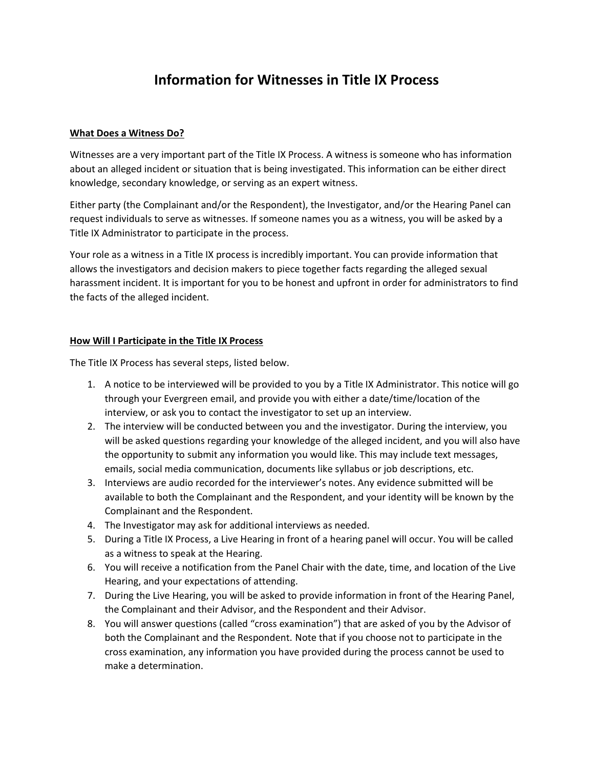# Information for Witnesses in Title IX Process

## What Does a Witness Do?

Witnesses are a very important part of the Title IX Process. A witness is someone who has information about an alleged incident or situation that is being investigated. This information can be either direct knowledge, secondary knowledge, or serving as an expert witness.

Either party (the Complainant and/or the Respondent), the Investigator, and/or the Hearing Panel can request individuals to serve as witnesses. If someone names you as a witness, you will be asked by a Title IX Administrator to participate in the process.

Your role as a witness in a Title IX process is incredibly important. You can provide information that allows the investigators and decision makers to piece together facts regarding the alleged sexual harassment incident. It is important for you to be honest and upfront in order for administrators to find the facts of the alleged incident.

## How Will I Participate in the Title IX Process

The Title IX Process has several steps, listed below.

1. A notice to be interviewed will be provided to you by a Title IX Administrator. This notice will go through your Evergreen email, and provide you with either a date/time/location of the interview, or ask you to contact the investigator to set up an interview.
2. The interview will be conducted between you and the investigator. During the interview, you will be asked questions regarding your knowledge of the alleged incident, and you will also have the opportunity to submit any information you would like. This may include text messages, emails, social media communication, documents like syllabus or job descriptions, etc.
3. Interviews are audio recorded for the interviewer's notes. Any evidence submitted will be available to both the Complainant and the Respondent, and your identity will be known by the Complainant and the Respondent.
4. The Investigator may ask for additional interviews as needed.
5. During a Title IX Process, a Live Hearing in front of a hearing panel will occur. You will be called as a witness to speak at the Hearing.
6. You will receive a notification from the Panel Chair with the date, time, and location of the Live Hearing, and your expectations of attending.
7. During the Live Hearing, you will be asked to provide information in front of the Hearing Panel, the Complainant and their Advisor, and the Respondent and their Advisor.
8. You will answer questions (called "cross examination") that are asked of you by the Advisor of both the Complainant and the Respondent. Note that if you choose not to participate in the cross examination, any information you have provided during the process cannot be used to make a determination.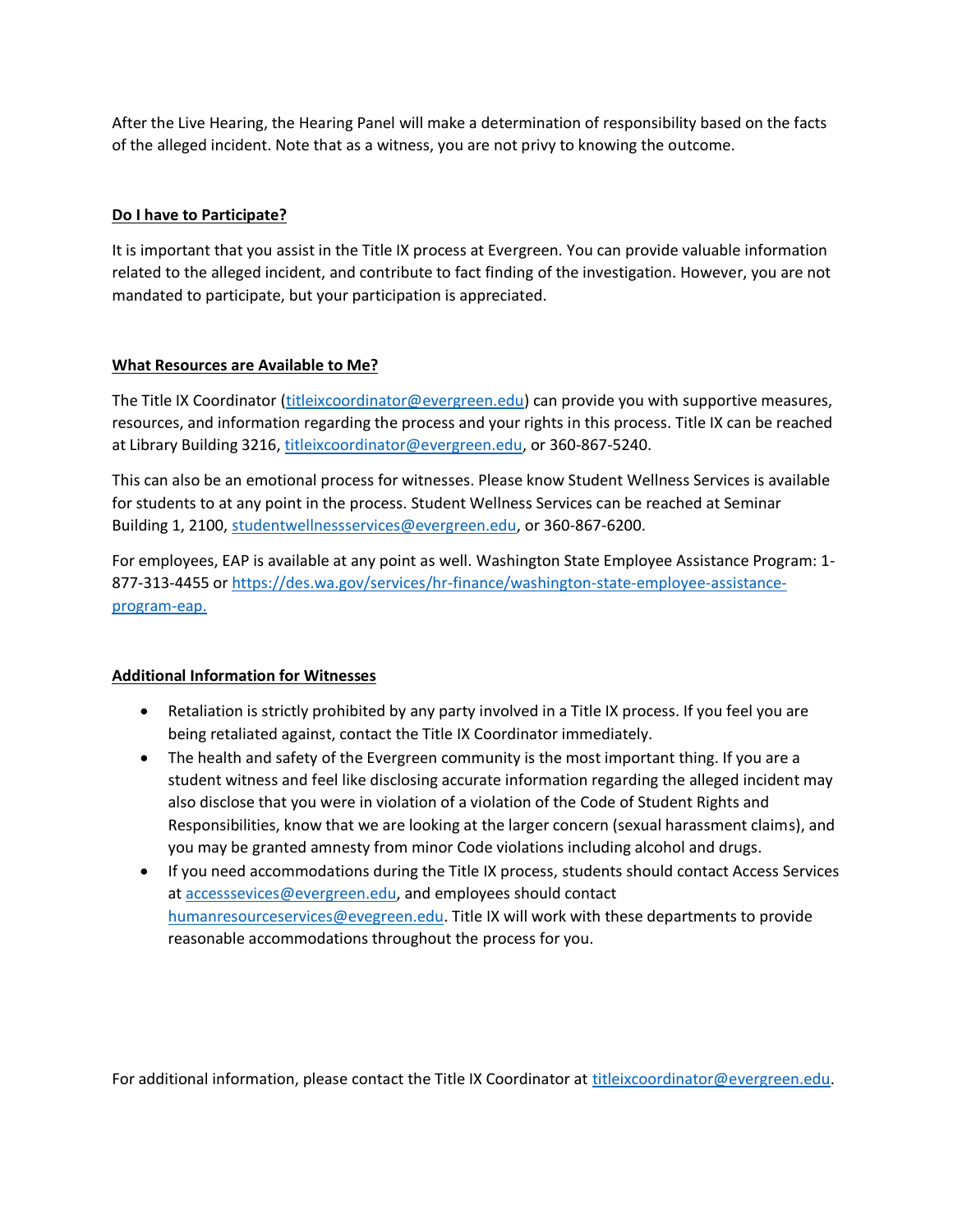After the Live Hearing, the Hearing Panel will make a determination of responsibility based on the facts of the alleged incident. Note that as a witness, you are not privy to knowing the outcome.

## Do I have to Participate?

It is important that you assist in the Title IX process at Evergreen. You can provide valuable information related to the alleged incident, and contribute to fact finding of the investigation. However, you are not mandated to participate, but your participation is appreciated.

## What Resources are Available to Me?

The Title IX Coordinator (titleixcoordinator@evergreen.edu) can provide you with supportive measures, resources, and information regarding the process and your rights in this process. Title IX can be reached at Library Building 3216, titleixcoordinator@evergreen.edu, or 360-867-5240.

This can also be an emotional process for witnesses. Please know Student Wellness Services is available for students to at any point in the process. Student Wellness Services can be reached at Seminar Building 1, 2100, studentwellnessservices@evergreen.edu, or 360-867-6200.

For employees, EAP is available at any point as well. Washington State Employee Assistance Program: 1-877-313-4455 or https://des.wa.gov/services/hr-finance/washington-state-employee-assistance-program-eap.

## Additional Information for Witnesses

- Retaliation is strictly prohibited by any party involved in a Title IX process. If you feel you are being retaliated against, contact the Title IX Coordinator immediately.
- The health and safety of the Evergreen community is the most important thing. If you are a student witness and feel like disclosing accurate information regarding the alleged incident may also disclose that you were in violation of a violation of the Code of Student Rights and Responsibilities, know that we are looking at the larger concern (sexual harassment claims), and you may be granted amnesty from minor Code violations including alcohol and drugs.
- If you need accommodations during the Title IX process, students should contact Access Services at accesssevices@evergreen.edu, and employees should contact humanresourceservices@evegreen.edu. Title IX will work with these departments to provide reasonable accommodations throughout the process for you.

For additional information, please contact the Title IX Coordinator at titleixcoordinator@evergreen.edu.